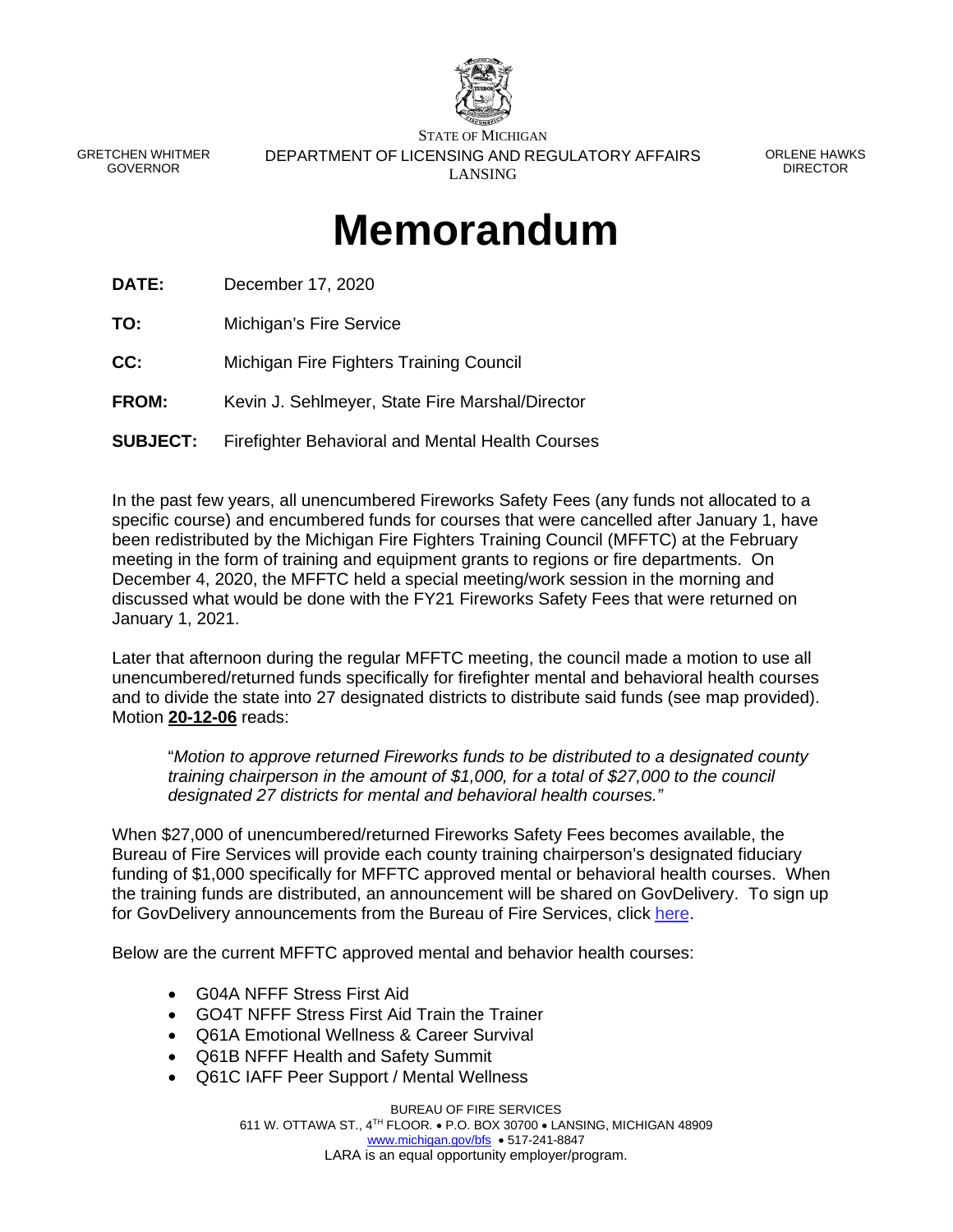STATE OF MICHIGAN

GRETCHEN WHITMER
GOVERNOR

DEPARTMENT OF LICENSING AND REGULATORY AFFAIRS
LANSING

ORLENE HAWKS
DIRECTOR

# Memorandum

**DATE:** December 17, 2020

**TO:** Michigan's Fire Service

**CC:** Michigan Fire Fighters Training Council

**FROM:** Kevin J. Sehlmeyer, State Fire Marshal/Director

**SUBJECT:** Firefighter Behavioral and Mental Health Courses

In the past few years, all unencumbered Fireworks Safety Fees (any funds not allocated to a specific course) and encumbered funds for courses that were cancelled after January 1, have been redistributed by the Michigan Fire Fighters Training Council (MFFTC) at the February meeting in the form of training and equipment grants to regions or fire departments. On December 4, 2020, the MFFTC held a special meeting/work session in the morning and discussed what would be done with the FY21 Fireworks Safety Fees that were returned on January 1, 2021.

Later that afternoon during the regular MFFTC meeting, the council made a motion to use all unencumbered/returned funds specifically for firefighter mental and behavioral health courses and to divide the state into 27 designated districts to distribute said funds (see map provided). Motion **20-12-06** reads:

> "*Motion to approve returned Fireworks funds to be distributed to a designated county training chairperson in the amount of $1,000, for a total of $27,000 to the council designated 27 districts for mental and behavioral health courses."*

When $27,000 of unencumbered/returned Fireworks Safety Fees becomes available, the Bureau of Fire Services will provide each county training chairperson's designated fiduciary funding of $1,000 specifically for MFFTC approved mental or behavioral health courses. When the training funds are distributed, an announcement will be shared on GovDelivery. To sign up for GovDelivery announcements from the Bureau of Fire Services, click here.

Below are the current MFFTC approved mental and behavior health courses:

- G04A NFFF Stress First Aid
- GO4T NFFF Stress First Aid Train the Trainer
- Q61A Emotional Wellness & Career Survival
- Q61B NFFF Health and Safety Summit
- Q61C IAFF Peer Support / Mental Wellness

BUREAU OF FIRE SERVICES
611 W. OTTAWA ST., 4TH FLOOR • P.O. BOX 30700 • LANSING, MICHIGAN 48909
www.michigan.gov/bfs • 517-241-8847
LARA is an equal opportunity employer/program.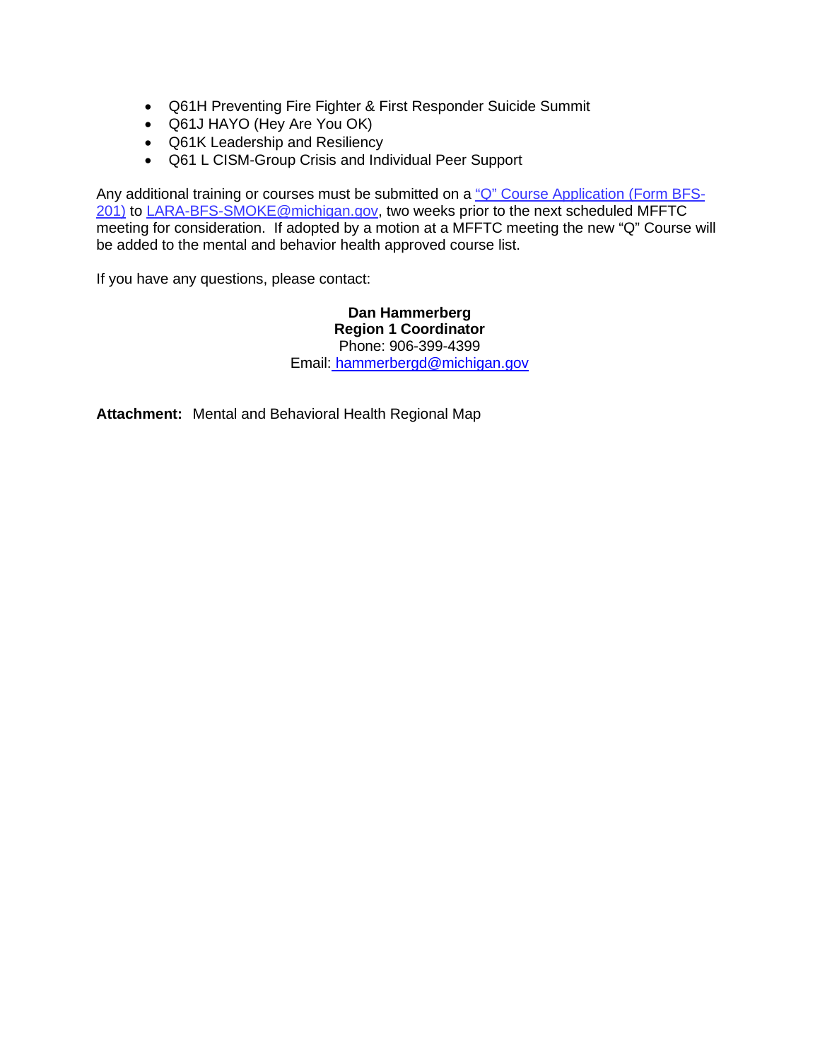- Q61H Preventing Fire Fighter & First Responder Suicide Summit
- Q61J HAYO (Hey Are You OK)
- Q61K Leadership and Resiliency
- Q61 L CISM-Group Crisis and Individual Peer Support

Any additional training or courses must be submitted on a "Q" Course Application (Form BFS-201) to LARA-BFS-SMOKE@michigan.gov, two weeks prior to the next scheduled MFFTC meeting for consideration. If adopted by a motion at a MFFTC meeting the new "Q" Course will be added to the mental and behavior health approved course list.

If you have any questions, please contact:

**Dan Hammerberg**
**Region 1 Coordinator**
Phone: 906-399-4399
Email: hammerbergd@michigan.gov

**Attachment:** Mental and Behavioral Health Regional Map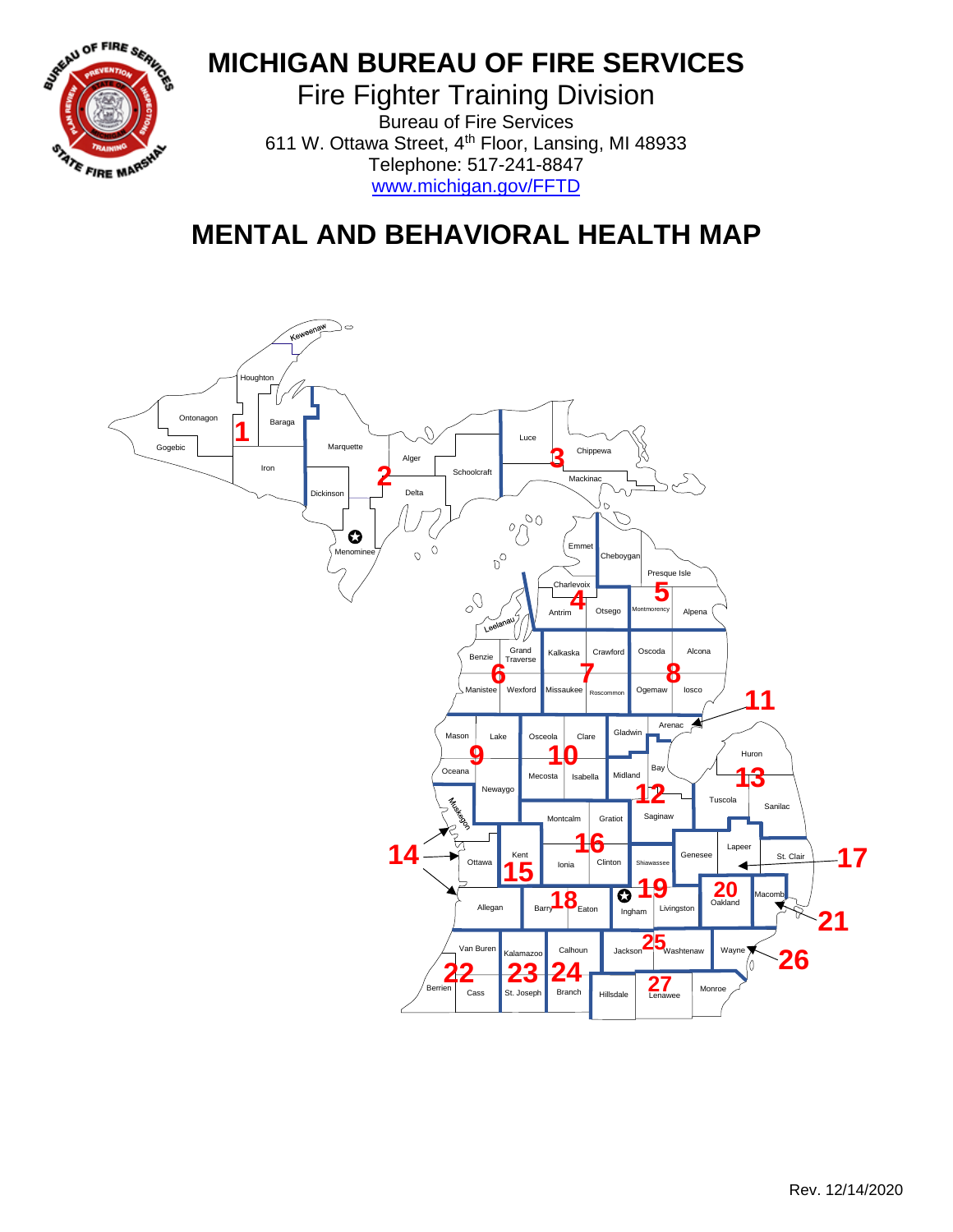# MICHIGAN BUREAU OF FIRE SERVICES

## Fire Fighter Training Division

Bureau of Fire Services
611 W. Ottawa Street, 4th Floor, Lansing, MI 48933
Telephone: 517-241-8847
www.michigan.gov/FFTD

# MENTAL AND BEHAVIORAL HEALTH MAP

Keweenaw
Houghton
Ontonagon
Baraga
Gogebic
Iron
Marquette
Alger
Luce
Chippewa
Schoolcraft
Mackinac
Dickinson
Delta
Menominee
Emmet
Cheboygan
Presque Isle
Charlevoix
Antrim
Otsego
Montmorency
Alpena
Leelanau
Benzie
Grand Traverse
Kalkaska
Crawford
Oscoda
Alcona
Manistee
Wexford
Missaukee
Roscommon
Ogemaw
Iosco
Arenac
Mason
Lake
Osceola
Clare
Gladwin
Huron
Oceana
Mecosta
Isabella
Midland
Bay
Newaygo
Tuscola
Sanilac
Muskegon
Montcalm
Gratiot
Saginaw
Lapeer
Kent
Genesee
St. Clair
Ottawa
Ionia
Clinton
Shiawassee
Oakland
Macomb
Allegan
Barry
Eaton
Ingham
Livingston
Van Buren
Kalamazoo
Calhoun
Jackson
Washtenaw
Wayne
Berrien
Cass
St. Joseph
Branch
Hillsdale
Lenawee
Monroe

1
2
3
4
5
6
7
8
9
10
11
12
13
14
15
16
17
18
19
20
21
22
23
24
25
26
27

Rev. 12/14/2020